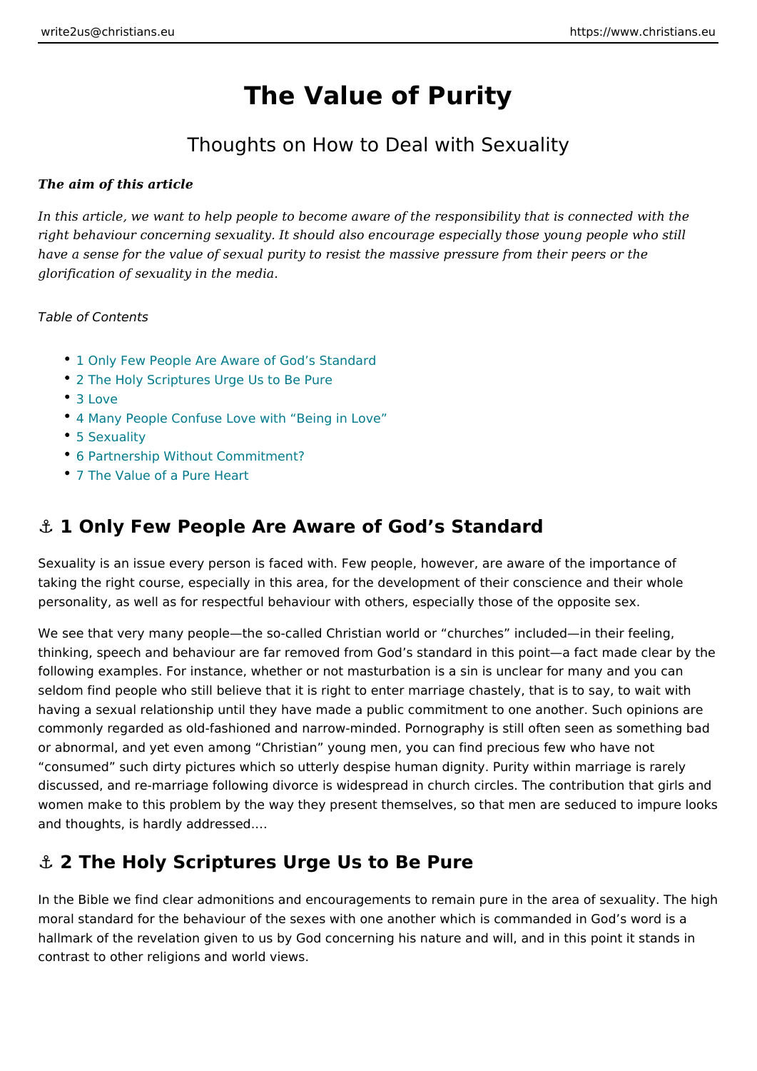# The Value of Purity

## Thoughts on How to Deal with Sexuality

***The aim of this article***

*In this article, we want to help people to become aware of the responsibility that is connected with the right behaviour concerning sexuality. It should also encourage especially those young people who still have a sense for the value of sexual purity to resist the massive pressure from their peers or the glorification of sexuality in the media.*

*Table of Contents*

- 1 Only Few People Are Aware of God's Standard
- 2 The Holy Scriptures Urge Us to Be Pure
- 3 Love
- 4 Many People Confuse Love with "Being in Love"
- 5 Sexuality
- 6 Partnership Without Commitment?
- 7 The Value of a Pure Heart

## ⚓ 1 Only Few People Are Aware of God's Standard

Sexuality is an issue every person is faced with. Few people, however, are aware of the importance of taking the right course, especially in this area, for the development of their conscience and their whole personality, as well as for respectful behaviour with others, especially those of the opposite sex.

We see that very many people—the so-called Christian world or "churches" included—in their feeling, thinking, speech and behaviour are far removed from God's standard in this point—a fact made clear by the following examples. For instance, whether or not masturbation is a sin is unclear for many and you can seldom find people who still believe that it is right to enter marriage chastely, that is to say, to wait with having a sexual relationship until they have made a public commitment to one another. Such opinions are commonly regarded as old-fashioned and narrow-minded. Pornography is still often seen as something bad or abnormal, and yet even among "Christian" young men, you can find precious few who have not "consumed" such dirty pictures which so utterly despise human dignity. Purity within marriage is rarely discussed, and re-marriage following divorce is widespread in church circles. The contribution that girls and women make to this problem by the way they present themselves, so that men are seduced to impure looks and thoughts, is hardly addressed.…

## ⚓ 2 The Holy Scriptures Urge Us to Be Pure

In the Bible we find clear admonitions and encouragements to remain pure in the area of sexuality. The high moral standard for the behaviour of the sexes with one another which is commanded in God's word is a hallmark of the revelation given to us by God concerning his nature and will, and in this point it stands in contrast to other religions and world views.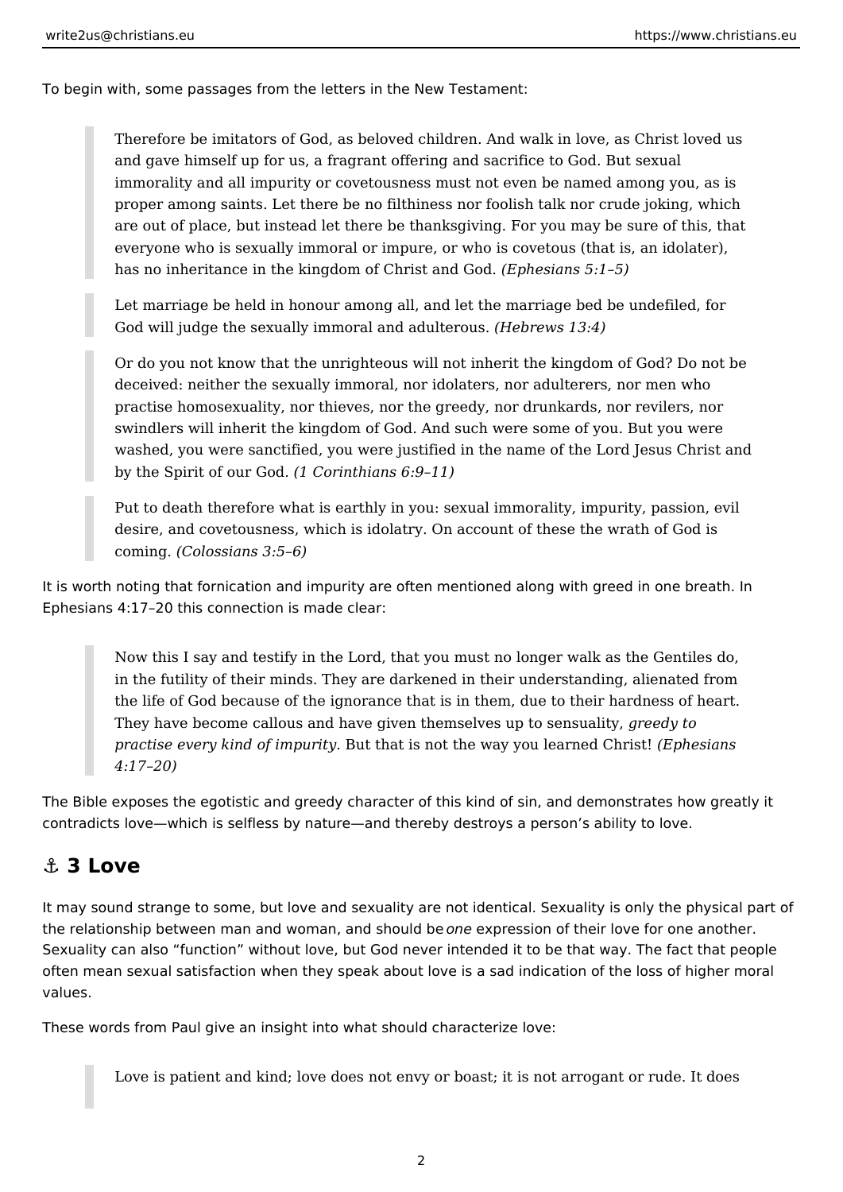To begin with, some passages from the letters in the New Testament:

> Therefore be imitators of God, as beloved children. And walk in love, as Christ loved us and gave himself up for us, a fragrant offering and sacrifice to God. But sexual immorality and all impurity or covetousness must not even be named among you, as is proper among saints. Let there be no filthiness nor foolish talk nor crude joking, which are out of place, but instead let there be thanksgiving. For you may be sure of this, that everyone who is sexually immoral or impure, or who is covetous (that is, an idolater), has no inheritance in the kingdom of Christ and God. *(Ephesians 5:1–5)*

> Let marriage be held in honour among all, and let the marriage bed be undefiled, for God will judge the sexually immoral and adulterous. *(Hebrews 13:4)*

> Or do you not know that the unrighteous will not inherit the kingdom of God? Do not be deceived: neither the sexually immoral, nor idolaters, nor adulterers, nor men who practise homosexuality, nor thieves, nor the greedy, nor drunkards, nor revilers, nor swindlers will inherit the kingdom of God. And such were some of you. But you were washed, you were sanctified, you were justified in the name of the Lord Jesus Christ and by the Spirit of our God. *(1 Corinthians 6:9–11)*

> Put to death therefore what is earthly in you: sexual immorality, impurity, passion, evil desire, and covetousness, which is idolatry. On account of these the wrath of God is coming. *(Colossians 3:5–6)*

It is worth noting that fornication and impurity are often mentioned along with greed in one breath. In Ephesians 4:17–20 this connection is made clear:

> Now this I say and testify in the Lord, that you must no longer walk as the Gentiles do, in the futility of their minds. They are darkened in their understanding, alienated from the life of God because of the ignorance that is in them, due to their hardness of heart. They have become callous and have given themselves up to sensuality, *greedy to practise every kind of impurity*. But that is not the way you learned Christ! *(Ephesians 4:17–20)*

The Bible exposes the egotistic and greedy character of this kind of sin, and demonstrates how greatly it contradicts love—which is selfless by nature—and thereby destroys a person’s ability to love.

## ⚓ 3 Love

It may sound strange to some, but love and sexuality are not identical. Sexuality is only the physical part of the relationship between man and woman, and should be *one* expression of their love for one another. Sexuality can also “function” without love, but God never intended it to be that way. The fact that people often mean sexual satisfaction when they speak about love is a sad indication of the loss of higher moral values.

These words from Paul give an insight into what should characterize love:

> Love is patient and kind; love does not envy or boast; it is not arrogant or rude. It does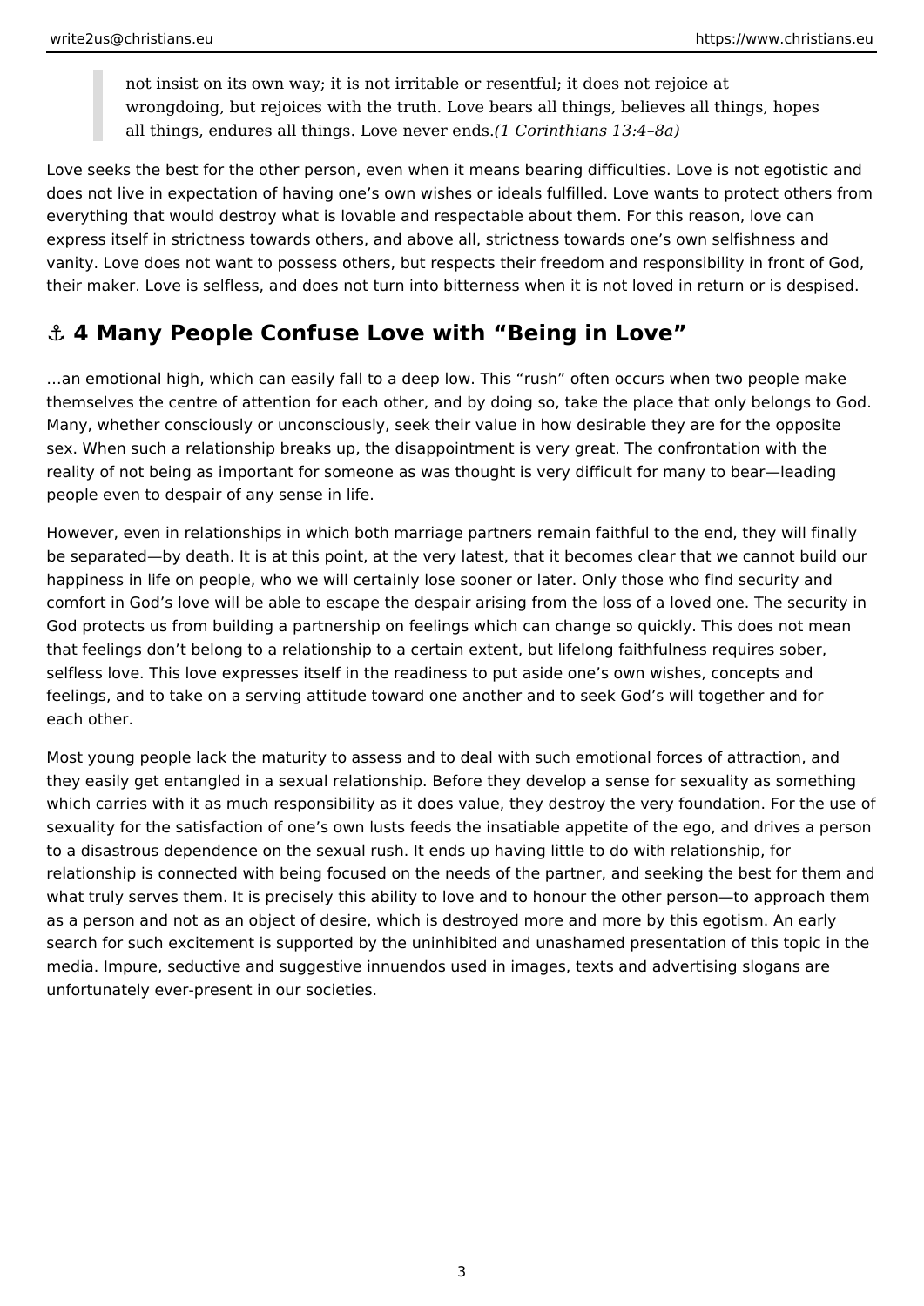> not insist on its own way; it is not irritable or resentful; it does not rejoice at wrongdoing, but rejoices with the truth. Love bears all things, believes all things, hopes all things, endures all things. Love never ends.*(1 Corinthians 13:4–8a)*

Love seeks the best for the other person, even when it means bearing difficulties. Love is not egotistic and does not live in expectation of having one's own wishes or ideals fulfilled. Love wants to protect others from everything that would destroy what is lovable and respectable about them. For this reason, love can express itself in strictness towards others, and above all, strictness towards one's own selfishness and vanity. Love does not want to possess others, but respects their freedom and responsibility in front of God, their maker. Love is selfless, and does not turn into bitterness when it is not loved in return or is despised.

## ⚓ 4 Many People Confuse Love with "Being in Love"

…an emotional high, which can easily fall to a deep low. This "rush" often occurs when two people make themselves the centre of attention for each other, and by doing so, take the place that only belongs to God. Many, whether consciously or unconsciously, seek their value in how desirable they are for the opposite sex. When such a relationship breaks up, the disappointment is very great. The confrontation with the reality of not being as important for someone as was thought is very difficult for many to bear—leading people even to despair of any sense in life.

However, even in relationships in which both marriage partners remain faithful to the end, they will finally be separated—by death. It is at this point, at the very latest, that it becomes clear that we cannot build our happiness in life on people, who we will certainly lose sooner or later. Only those who find security and comfort in God's love will be able to escape the despair arising from the loss of a loved one. The security in God protects us from building a partnership on feelings which can change so quickly. This does not mean that feelings don't belong to a relationship to a certain extent, but lifelong faithfulness requires sober, selfless love. This love expresses itself in the readiness to put aside one's own wishes, concepts and feelings, and to take on a serving attitude toward one another and to seek God's will together and for each other.

Most young people lack the maturity to assess and to deal with such emotional forces of attraction, and they easily get entangled in a sexual relationship. Before they develop a sense for sexuality as something which carries with it as much responsibility as it does value, they destroy the very foundation. For the use of sexuality for the satisfaction of one's own lusts feeds the insatiable appetite of the ego, and drives a person to a disastrous dependence on the sexual rush. It ends up having little to do with relationship, for relationship is connected with being focused on the needs of the partner, and seeking the best for them and what truly serves them. It is precisely this ability to love and to honour the other person—to approach them as a person and not as an object of desire, which is destroyed more and more by this egotism. An early search for such excitement is supported by the uninhibited and unashamed presentation of this topic in the media. Impure, seductive and suggestive innuendos used in images, texts and advertising slogans are unfortunately ever-present in our societies.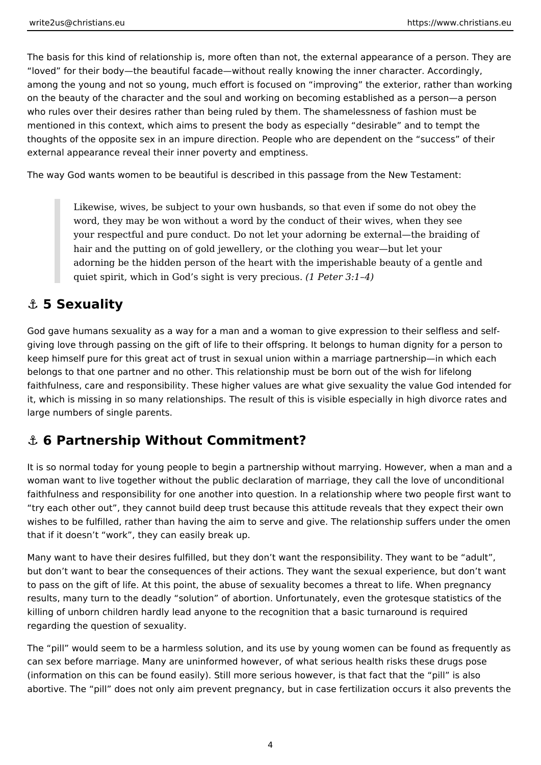The basis for this kind of relationship is, more often than not, the external appearance of a person. They are "loved" for their body—the beautiful facade—without really knowing the inner character. Accordingly, among the young and not so young, much effort is focused on "improving" the exterior, rather than working on the beauty of the character and the soul and working on becoming established as a person—a person who rules over their desires rather than being ruled by them. The shamelessness of fashion must be mentioned in this context, which aims to present the body as especially "desirable" and to tempt the thoughts of the opposite sex in an impure direction. People who are dependent on the "success" of their external appearance reveal their inner poverty and emptiness.

The way God wants women to be beautiful is described in this passage from the New Testament:

> Likewise, wives, be subject to your own husbands, so that even if some do not obey the word, they may be won without a word by the conduct of their wives, when they see your respectful and pure conduct. Do not let your adorning be external—the braiding of hair and the putting on of gold jewellery, or the clothing you wear—but let your adorning be the hidden person of the heart with the imperishable beauty of a gentle and quiet spirit, which in God's sight is very precious. *(1 Peter 3:1–4)*

## ⚓ 5 Sexuality

God gave humans sexuality as a way for a man and a woman to give expression to their selfless and self-giving love through passing on the gift of life to their offspring. It belongs to human dignity for a person to keep himself pure for this great act of trust in sexual union within a marriage partnership—in which each belongs to that one partner and no other. This relationship must be born out of the wish for lifelong faithfulness, care and responsibility. These higher values are what give sexuality the value God intended for it, which is missing in so many relationships. The result of this is visible especially in high divorce rates and large numbers of single parents.

## ⚓ 6 Partnership Without Commitment?

It is so normal today for young people to begin a partnership without marrying. However, when a man and a woman want to live together without the public declaration of marriage, they call the love of unconditional faithfulness and responsibility for one another into question. In a relationship where two people first want to "try each other out", they cannot build deep trust because this attitude reveals that they expect their own wishes to be fulfilled, rather than having the aim to serve and give. The relationship suffers under the omen that if it doesn't "work", they can easily break up.

Many want to have their desires fulfilled, but they don't want the responsibility. They want to be "adult", but don't want to bear the consequences of their actions. They want the sexual experience, but don't want to pass on the gift of life. At this point, the abuse of sexuality becomes a threat to life. When pregnancy results, many turn to the deadly "solution" of abortion. Unfortunately, even the grotesque statistics of the killing of unborn children hardly lead anyone to the recognition that a basic turnaround is required regarding the question of sexuality.

The "pill" would seem to be a harmless solution, and its use by young women can be found as frequently as can sex before marriage. Many are uninformed however, of what serious health risks these drugs pose (information on this can be found easily). Still more serious however, is that fact that the "pill" is also abortive. The "pill" does not only aim prevent pregnancy, but in case fertilization occurs it also prevents the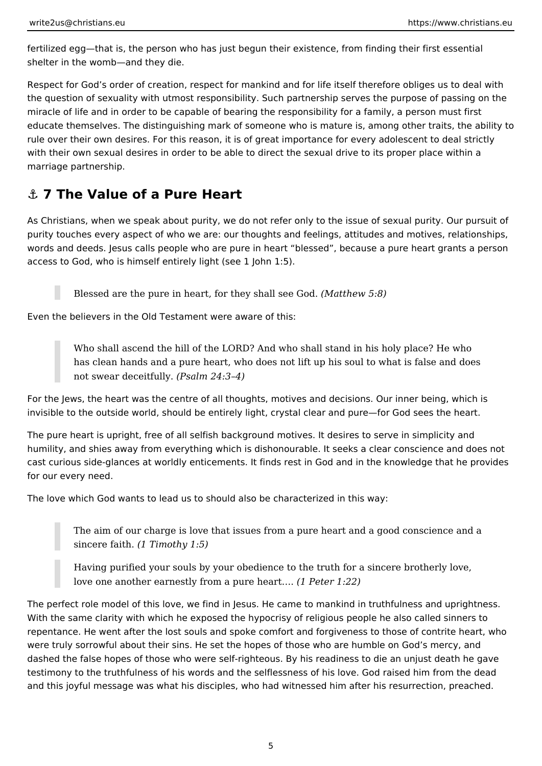fertilized egg—that is, the person who has just begun their existence, from finding their first essential shelter in the womb—and they die.

Respect for God's order of creation, respect for mankind and for life itself therefore obliges us to deal with the question of sexuality with utmost responsibility. Such partnership serves the purpose of passing on the miracle of life and in order to be capable of bearing the responsibility for a family, a person must first educate themselves. The distinguishing mark of someone who is mature is, among other traits, the ability to rule over their own desires. For this reason, it is of great importance for every adolescent to deal strictly with their own sexual desires in order to be able to direct the sexual drive to its proper place within a marriage partnership.

## ⚓ 7 The Value of a Pure Heart

As Christians, when we speak about purity, we do not refer only to the issue of sexual purity. Our pursuit of purity touches every aspect of who we are: our thoughts and feelings, attitudes and motives, relationships, words and deeds. Jesus calls people who are pure in heart "blessed", because a pure heart grants a person access to God, who is himself entirely light (see 1 John 1:5).

> Blessed are the pure in heart, for they shall see God. *(Matthew 5:8)*

Even the believers in the Old Testament were aware of this:

> Who shall ascend the hill of the LORD? And who shall stand in his holy place? He who has clean hands and a pure heart, who does not lift up his soul to what is false and does not swear deceitfully. *(Psalm 24:3–4)*

For the Jews, the heart was the centre of all thoughts, motives and decisions. Our inner being, which is invisible to the outside world, should be entirely light, crystal clear and pure—for God sees the heart.

The pure heart is upright, free of all selfish background motives. It desires to serve in simplicity and humility, and shies away from everything which is dishonourable. It seeks a clear conscience and does not cast curious side-glances at worldly enticements. It finds rest in God and in the knowledge that he provides for our every need.

The love which God wants to lead us to should also be characterized in this way:

> The aim of our charge is love that issues from a pure heart and a good conscience and a sincere faith. *(1 Timothy 1:5)*

> Having purified your souls by your obedience to the truth for a sincere brotherly love, love one another earnestly from a pure heart.… *(1 Peter 1:22)*

The perfect role model of this love, we find in Jesus. He came to mankind in truthfulness and uprightness. With the same clarity with which he exposed the hypocrisy of religious people he also called sinners to repentance. He went after the lost souls and spoke comfort and forgiveness to those of contrite heart, who were truly sorrowful about their sins. He set the hopes of those who are humble on God's mercy, and dashed the false hopes of those who were self-righteous. By his readiness to die an unjust death he gave testimony to the truthfulness of his words and the selflessness of his love. God raised him from the dead and this joyful message was what his disciples, who had witnessed him after his resurrection, preached.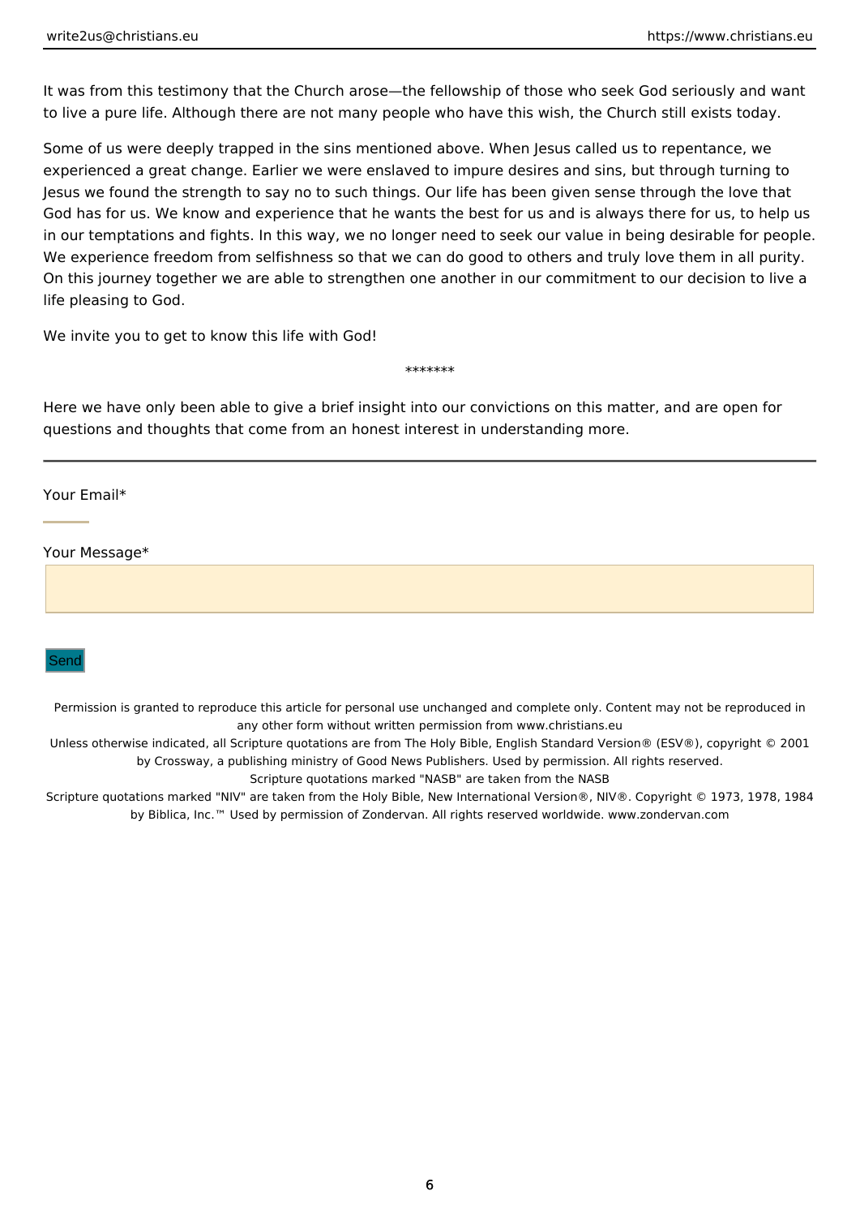It was from this testimony that the Church arose—the fellowship of those who seek God seriously and want to live a pure life. Although there are not many people who have this wish, the Church still exists today.

Some of us were deeply trapped in the sins mentioned above. When Jesus called us to repentance, we experienced a great change. Earlier we were enslaved to impure desires and sins, but through turning to Jesus we found the strength to say no to such things. Our life has been given sense through the love that God has for us. We know and experience that he wants the best for us and is always there for us, to help us in our temptations and fights. In this way, we no longer need to seek our value in being desirable for people. We experience freedom from selfishness so that we can do good to others and truly love them in all purity. On this journey together we are able to strengthen one another in our commitment to our decision to live a life pleasing to God.

We invite you to get to know this life with God!

*******

Here we have only been able to give a brief insight into our convictions on this matter, and are open for questions and thoughts that come from an honest interest in understanding more.

---

Your Email*

Your Message*

Send

Permission is granted to reproduce this article for personal use unchanged and complete only. Content may not be reproduced in any other form without written permission from www.christians.eu

Unless otherwise indicated, all Scripture quotations are from The Holy Bible, English Standard Version® (ESV®), copyright © 2001 by Crossway, a publishing ministry of Good News Publishers. Used by permission. All rights reserved.

Scripture quotations marked "NASB" are taken from the NASB

Scripture quotations marked "NIV" are taken from the Holy Bible, New International Version®, NIV®. Copyright © 1973, 1978, 1984 by Biblica, Inc.™ Used by permission of Zondervan. All rights reserved worldwide. www.zondervan.com